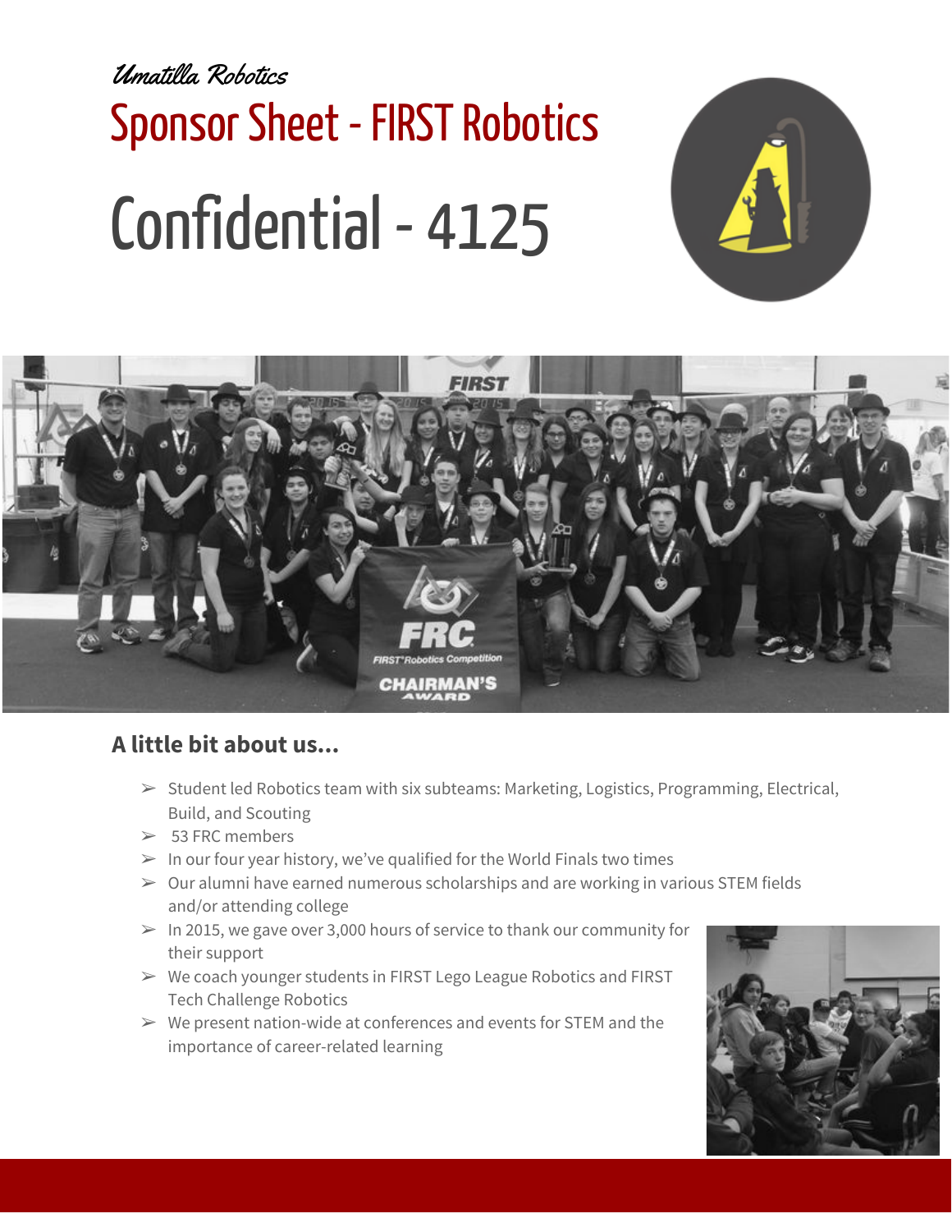*Umatilla Robotics*

# Sponsor Sheet - FIRST Robotics

# Confidential - 4125

## A little bit about us...

- Student led Robotics team with six subteams: Marketing, Logistics, Programming, Electrical, Build, and Scouting
- 53 FRC members
- In our four year history, we've qualified for the World Finals two times
- Our alumni have earned numerous scholarships and are working in various STEM fields and/or attending college
- In 2015, we gave over 3,000 hours of service to thank our community for their support
- We coach younger students in FIRST Lego League Robotics and FIRST Tech Challenge Robotics
- We present nation-wide at conferences and events for STEM and the importance of career-related learning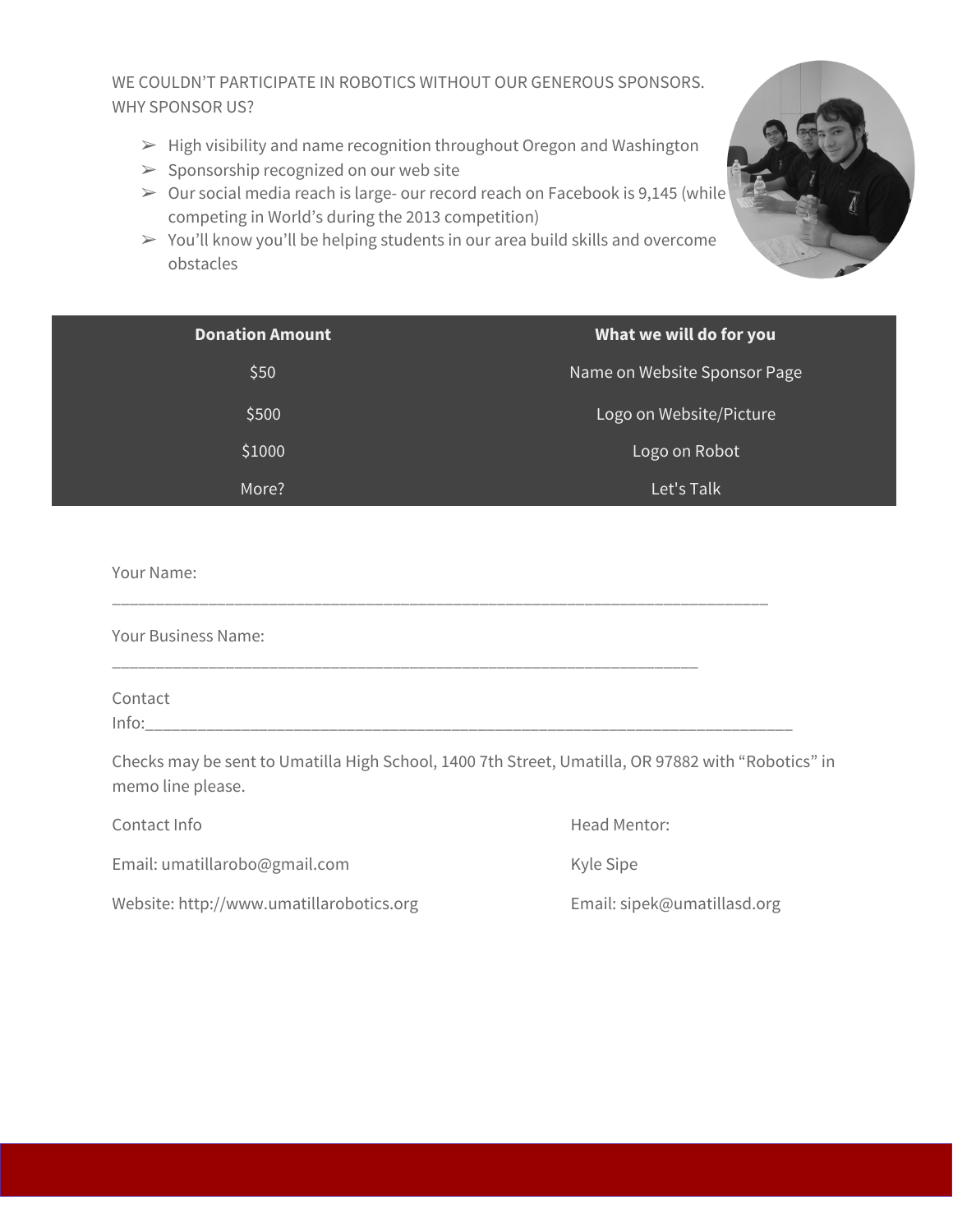WE COULDN'T PARTICIPATE IN ROBOTICS WITHOUT OUR GENEROUS SPONSORS.
WHY SPONSOR US?

- High visibility and name recognition throughout Oregon and Washington
- Sponsorship recognized on our web site
- Our social media reach is large- our record reach on Facebook is 9,145 (while competing in World's during the 2013 competition)
- You'll know you'll be helping students in our area build skills and overcome obstacles

| Donation Amount | What we will do for you |
| --- | --- |
| $50 | Name on Website Sponsor Page |
| $500 | Logo on Website/Picture |
| $1000 | Logo on Robot |
| More? | Let's Talk |

Your Name: ______________________________________________________________________________

Your Business Name: ______________________________________________________________________

Contact Info: _____________________________________________________________________________

Checks may be sent to Umatilla High School, 1400 7th Street, Umatilla, OR 97882 with "Robotics" in memo line please.

Contact Info

Email: umatillarobo@gmail.com

Website: http://www.umatillarobotics.org

Head Mentor:

Kyle Sipe

Email: sipek@umatillasd.org